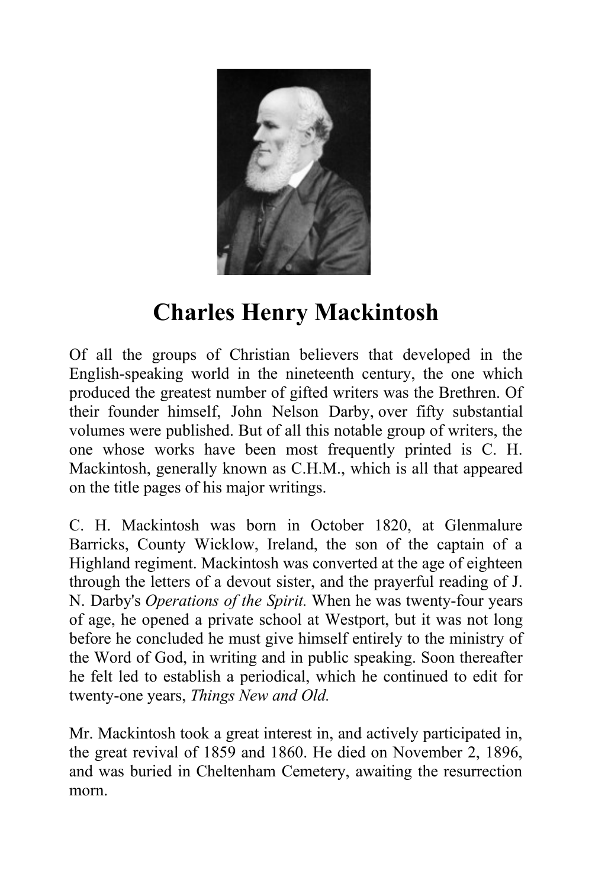# Charles Henry Mackintosh

Of all the groups of Christian believers that developed in the English-speaking world in the nineteenth century, the one which produced the greatest number of gifted writers was the Brethren. Of their founder himself, John Nelson Darby, over fifty substantial volumes were published. But of all this notable group of writers, the one whose works have been most frequently printed is C. H. Mackintosh, generally known as C.H.M., which is all that appeared on the title pages of his major writings.

C. H. Mackintosh was born in October 1820, at Glenmalure Barricks, County Wicklow, Ireland, the son of the captain of a Highland regiment. Mackintosh was converted at the age of eighteen through the letters of a devout sister, and the prayerful reading of J. N. Darby's *Operations of the Spirit.* When he was twenty-four years of age, he opened a private school at Westport, but it was not long before he concluded he must give himself entirely to the ministry of the Word of God, in writing and in public speaking. Soon thereafter he felt led to establish a periodical, which he continued to edit for twenty-one years, *Things New and Old.*

Mr. Mackintosh took a great interest in, and actively participated in, the great revival of 1859 and 1860. He died on November 2, 1896, and was buried in Cheltenham Cemetery, awaiting the resurrection morn.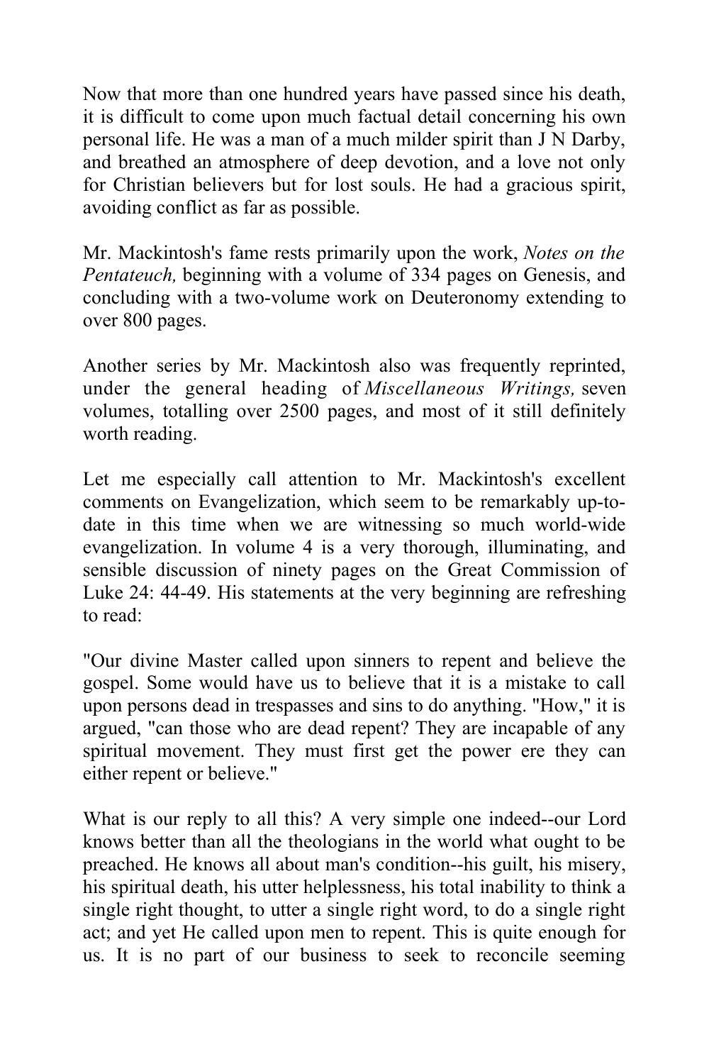Now that more than one hundred years have passed since his death, it is difficult to come upon much factual detail concerning his own personal life. He was a man of a much milder spirit than J N Darby, and breathed an atmosphere of deep devotion, and a love not only for Christian believers but for lost souls. He had a gracious spirit, avoiding conflict as far as possible.

Mr. Mackintosh's fame rests primarily upon the work, *Notes on the Pentateuch,* beginning with a volume of 334 pages on Genesis, and concluding with a two-volume work on Deuteronomy extending to over 800 pages.

Another series by Mr. Mackintosh also was frequently reprinted, under the general heading of *Miscellaneous Writings,* seven volumes, totalling over 2500 pages, and most of it still definitely worth reading.

Let me especially call attention to Mr. Mackintosh's excellent comments on Evangelization, which seem to be remarkably up-to-date in this time when we are witnessing so much world-wide evangelization. In volume 4 is a very thorough, illuminating, and sensible discussion of ninety pages on the Great Commission of Luke 24: 44-49. His statements at the very beginning are refreshing to read:

"Our divine Master called upon sinners to repent and believe the gospel. Some would have us to believe that it is a mistake to call upon persons dead in trespasses and sins to do anything. "How," it is argued, "can those who are dead repent? They are incapable of any spiritual movement. They must first get the power ere they can either repent or believe."

What is our reply to all this? A very simple one indeed--our Lord knows better than all the theologians in the world what ought to be preached. He knows all about man's condition--his guilt, his misery, his spiritual death, his utter helplessness, his total inability to think a single right thought, to utter a single right word, to do a single right act; and yet He called upon men to repent. This is quite enough for us. It is no part of our business to seek to reconcile seeming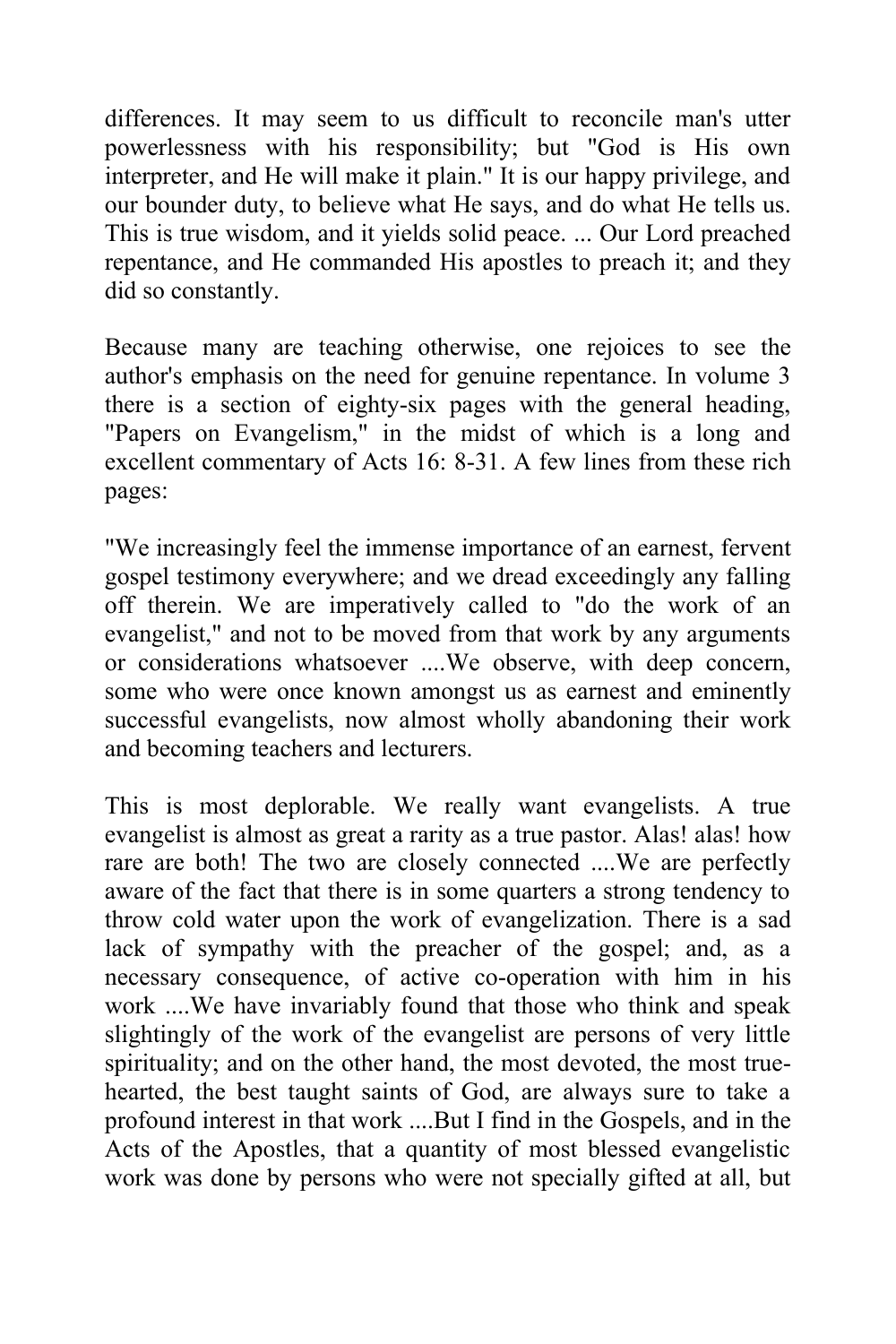differences. It may seem to us difficult to reconcile man's utter powerlessness with his responsibility; but "God is His own interpreter, and He will make it plain." It is our happy privilege, and our bounder duty, to believe what He says, and do what He tells us. This is true wisdom, and it yields solid peace. ... Our Lord preached repentance, and He commanded His apostles to preach it; and they did so constantly.

Because many are teaching otherwise, one rejoices to see the author's emphasis on the need for genuine repentance. In volume 3 there is a section of eighty-six pages with the general heading, "Papers on Evangelism," in the midst of which is a long and excellent commentary of Acts 16: 8-31. A few lines from these rich pages:

"We increasingly feel the immense importance of an earnest, fervent gospel testimony everywhere; and we dread exceedingly any falling off therein. We are imperatively called to "do the work of an evangelist," and not to be moved from that work by any arguments or considerations whatsoever ....We observe, with deep concern, some who were once known amongst us as earnest and eminently successful evangelists, now almost wholly abandoning their work and becoming teachers and lecturers.

This is most deplorable. We really want evangelists. A true evangelist is almost as great a rarity as a true pastor. Alas! alas! how rare are both! The two are closely connected ....We are perfectly aware of the fact that there is in some quarters a strong tendency to throw cold water upon the work of evangelization. There is a sad lack of sympathy with the preacher of the gospel; and, as a necessary consequence, of active co-operation with him in his work ....We have invariably found that those who think and speak slightingly of the work of the evangelist are persons of very little spirituality; and on the other hand, the most devoted, the most true-hearted, the best taught saints of God, are always sure to take a profound interest in that work ....But I find in the Gospels, and in the Acts of the Apostles, that a quantity of most blessed evangelistic work was done by persons who were not specially gifted at all, but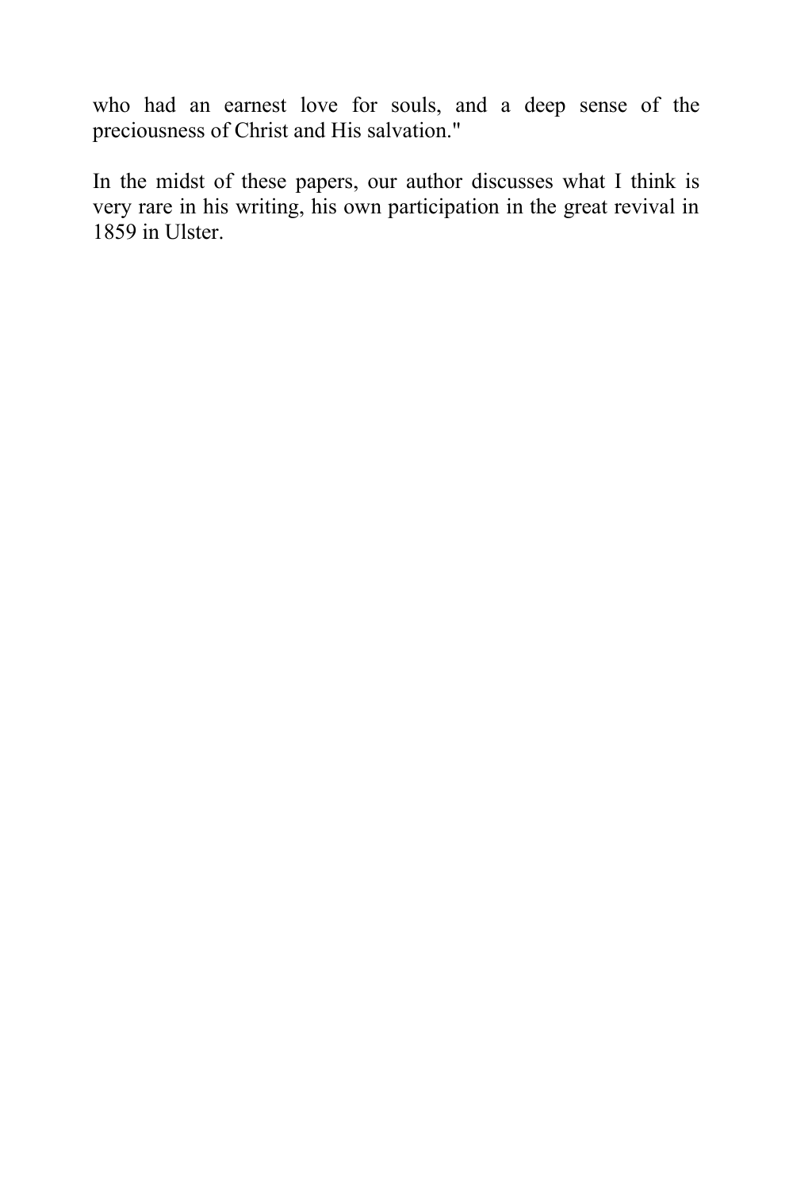who had an earnest love for souls, and a deep sense of the preciousness of Christ and His salvation."

In the midst of these papers, our author discusses what I think is very rare in his writing, his own participation in the great revival in 1859 in Ulster.